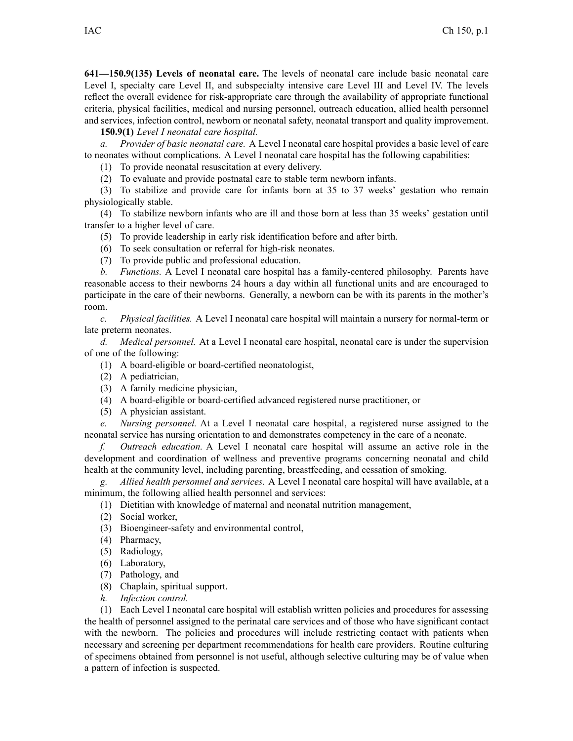**641—150.9(135) Levels of neonatal care.** The levels of neonatal care include basic neonatal care Level I, specialty care Level II, and subspecialty intensive care Level III and Level IV. The levels reflect the overall evidence for risk-appropriate care through the availability of appropriate functional criteria, physical facilities, medical and nursing personnel, outreach education, allied health personnel and services, infection control, newborn or neonatal safety, neonatal transport and quality improvement.

**150.9(1)** *Level I neonatal care hospital.*

*a. Provider of basic neonatal care.* A Level I neonatal care hospital provides a basic level of care to neonates without complications. A Level I neonatal care hospital has the following capabilities:

(1) To provide neonatal resuscitation at every delivery.

(2) To evaluate and provide postnatal care to stable term newborn infants.

(3) To stabilize and provide care for infants born at 35 to 37 weeks' gestation who remain physiologically stable.

(4) To stabilize newborn infants who are ill and those born at less than 35 weeks' gestation until transfer to a higher level of care.

(5) To provide leadership in early risk identification before and after birth.

(6) To seek consultation or referral for high-risk neonates.

(7) To provide public and professional education.

*b. Functions.* A Level I neonatal care hospital has a family-centered philosophy. Parents have reasonable access to their newborns 24 hours a day within all functional units and are encouraged to participate in the care of their newborns. Generally, a newborn can be with its parents in the mother's room.

*c. Physical facilities.* A Level I neonatal care hospital will maintain a nursery for normal-term or late preterm neonates.

*d. Medical personnel.* At a Level I neonatal care hospital, neonatal care is under the supervision of one of the following:

(1) A board-eligible or board-certified neonatologist,

(2) A pediatrician,

(3) A family medicine physician,

(4) A board-eligible or board-certified advanced registered nurse practitioner, or

(5) A physician assistant.

*e. Nursing personnel.* At a Level I neonatal care hospital, a registered nurse assigned to the neonatal service has nursing orientation to and demonstrates competency in the care of a neonate.

*f. Outreach education.* A Level I neonatal care hospital will assume an active role in the development and coordination of wellness and preventive programs concerning neonatal and child health at the community level, including parenting, breastfeeding, and cessation of smoking.

*g. Allied health personnel and services.* A Level I neonatal care hospital will have available, at a minimum, the following allied health personnel and services:

(1) Dietitian with knowledge of maternal and neonatal nutrition management,

(2) Social worker,

(3) Bioengineer-safety and environmental control,

(4) Pharmacy,

(5) Radiology,

(6) Laboratory,

(7) Pathology, and

(8) Chaplain, spiritual support.

*h. Infection control.*

(1) Each Level I neonatal care hospital will establish written policies and procedures for assessing the health of personnel assigned to the perinatal care services and of those who have significant contact with the newborn. The policies and procedures will include restricting contact with patients when necessary and screening per department recommendations for health care providers. Routine culturing of specimens obtained from personnel is not useful, although selective culturing may be of value when a pattern of infection is suspected.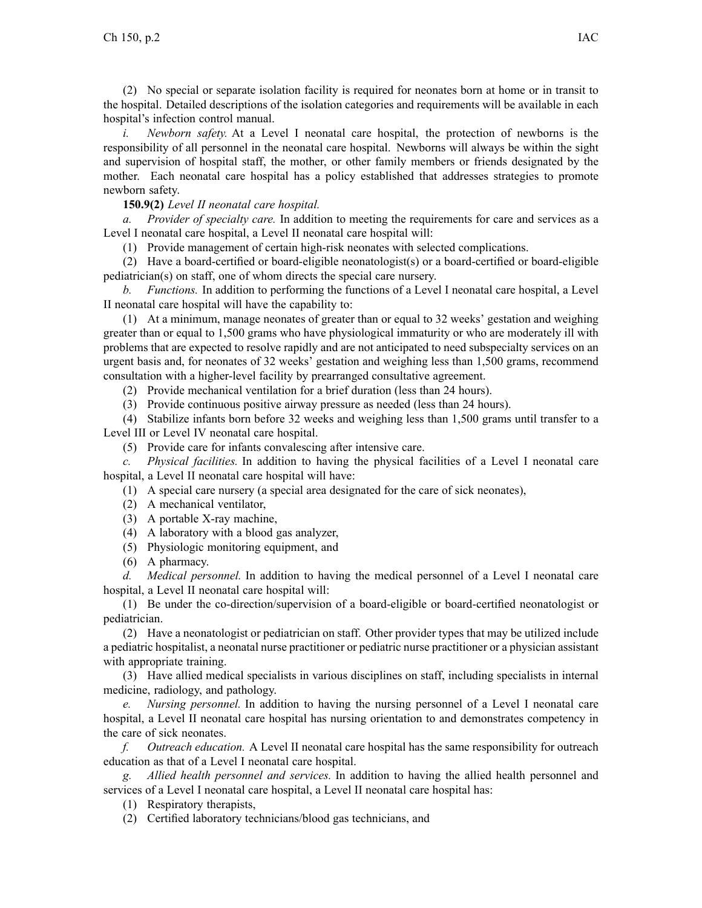(2) No special or separate isolation facility is required for neonates born at home or in transit to the hospital. Detailed descriptions of the isolation categories and requirements will be available in each hospital's infection control manual.

*i. Newborn safety.* At a Level I neonatal care hospital, the protection of newborns is the responsibility of all personnel in the neonatal care hospital. Newborns will always be within the sight and supervision of hospital staff, the mother, or other family members or friends designated by the mother. Each neonatal care hospital has a policy established that addresses strategies to promote newborn safety.

**150.9(2)** *Level II neonatal care hospital.*

*a. Provider of specialty care.* In addition to meeting the requirements for care and services as a Level I neonatal care hospital, a Level II neonatal care hospital will:

(1) Provide management of certain high-risk neonates with selected complications.

(2) Have a board-certified or board-eligible neonatologist(s) or a board-certified or board-eligible pediatrician(s) on staff, one of whom directs the special care nursery.

*b. Functions.* In addition to performing the functions of a Level I neonatal care hospital, a Level II neonatal care hospital will have the capability to:

(1) At a minimum, manage neonates of greater than or equal to 32 weeks' gestation and weighing greater than or equal to 1,500 grams who have physiological immaturity or who are moderately ill with problems that are expected to resolve rapidly and are not anticipated to need subspecialty services on an urgent basis and, for neonates of 32 weeks' gestation and weighing less than 1,500 grams, recommend consultation with a higher-level facility by prearranged consultative agreement.

(2) Provide mechanical ventilation for a brief duration (less than 24 hours).

(3) Provide continuous positive airway pressure as needed (less than 24 hours).

(4) Stabilize infants born before 32 weeks and weighing less than 1,500 grams until transfer to a Level III or Level IV neonatal care hospital.

(5) Provide care for infants convalescing after intensive care.

*c. Physical facilities.* In addition to having the physical facilities of a Level I neonatal care hospital, a Level II neonatal care hospital will have:

(1) A special care nursery (a special area designated for the care of sick neonates),

(2) A mechanical ventilator,

(3) A portable X-ray machine,

(4) A laboratory with a blood gas analyzer,

(5) Physiologic monitoring equipment, and

(6) A pharmacy.

*d. Medical personnel.* In addition to having the medical personnel of a Level I neonatal care hospital, a Level II neonatal care hospital will:

(1) Be under the co-direction/supervision of a board-eligible or board-certified neonatologist or pediatrician.

(2) Have a neonatologist or pediatrician on staff. Other provider types that may be utilized include a pediatric hospitalist, a neonatal nurse practitioner or pediatric nurse practitioner or a physician assistant with appropriate training.

(3) Have allied medical specialists in various disciplines on staff, including specialists in internal medicine, radiology, and pathology.

*e. Nursing personnel.* In addition to having the nursing personnel of a Level I neonatal care hospital, a Level II neonatal care hospital has nursing orientation to and demonstrates competency in the care of sick neonates.

*f. Outreach education.* A Level II neonatal care hospital has the same responsibility for outreach education as that of a Level I neonatal care hospital.

*g. Allied health personnel and services.* In addition to having the allied health personnel and services of a Level I neonatal care hospital, a Level II neonatal care hospital has:

(1) Respiratory therapists,

(2) Certified laboratory technicians/blood gas technicians, and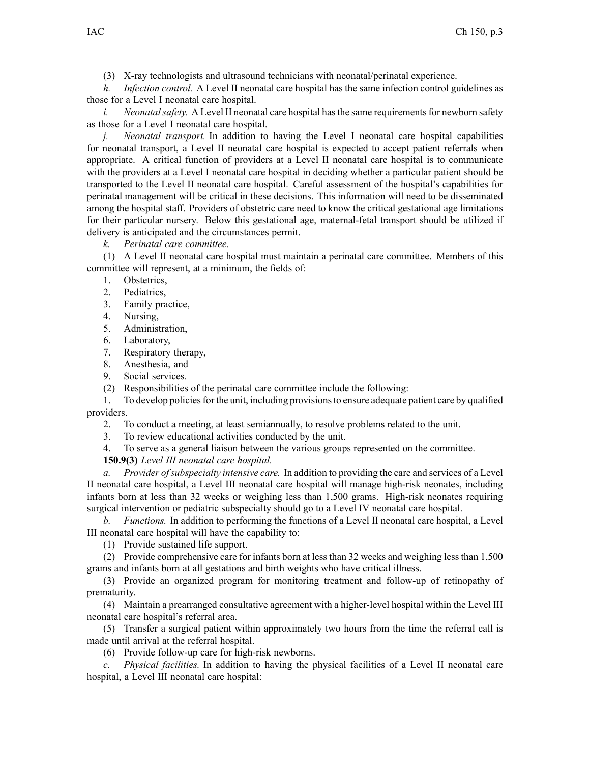(3) X-ray technologists and ultrasound technicians with neonatal/perinatal experience.

*h. Infection control.* A Level II neonatal care hospital has the same infection control guidelines as those for a Level I neonatal care hospital.

*i. Neonatal safety.* A Level II neonatal care hospital has the same requirements for newborn safety as those for a Level I neonatal care hospital.

*j. Neonatal transport.* In addition to having the Level I neonatal care hospital capabilities for neonatal transport, a Level II neonatal care hospital is expected to accept patient referrals when appropriate. A critical function of providers at a Level II neonatal care hospital is to communicate with the providers at a Level I neonatal care hospital in deciding whether a particular patient should be transported to the Level II neonatal care hospital. Careful assessment of the hospital's capabilities for perinatal management will be critical in these decisions. This information will need to be disseminated among the hospital staff. Providers of obstetric care need to know the critical gestational age limitations for their particular nursery. Below this gestational age, maternal-fetal transport should be utilized if delivery is anticipated and the circumstances permit.

*k. Perinatal care committee.*

(1) A Level II neonatal care hospital must maintain a perinatal care committee. Members of this committee will represent, at a minimum, the fields of:

1. Obstetrics,
2. Pediatrics,
3. Family practice,
4. Nursing,
5. Administration,
6. Laboratory,
7. Respiratory therapy,
8. Anesthesia, and
9. Social services.

(2) Responsibilities of the perinatal care committee include the following:

1. To develop policies for the unit, including provisions to ensure adequate patient care by qualified providers.
2. To conduct a meeting, at least semiannually, to resolve problems related to the unit.
3. To review educational activities conducted by the unit.
4. To serve as a general liaison between the various groups represented on the committee.

**150.9(3)** *Level III neonatal care hospital.*

*a. Provider of subspecialty intensive care.* In addition to providing the care and services of a Level II neonatal care hospital, a Level III neonatal care hospital will manage high-risk neonates, including infants born at less than 32 weeks or weighing less than 1,500 grams. High-risk neonates requiring surgical intervention or pediatric subspecialty should go to a Level IV neonatal care hospital.

*b. Functions.* In addition to performing the functions of a Level II neonatal care hospital, a Level III neonatal care hospital will have the capability to:

(1) Provide sustained life support.

(2) Provide comprehensive care for infants born at less than 32 weeks and weighing less than 1,500 grams and infants born at all gestations and birth weights who have critical illness.

(3) Provide an organized program for monitoring treatment and follow-up of retinopathy of prematurity.

(4) Maintain a prearranged consultative agreement with a higher-level hospital within the Level III neonatal care hospital's referral area.

(5) Transfer a surgical patient within approximately two hours from the time the referral call is made until arrival at the referral hospital.

(6) Provide follow-up care for high-risk newborns.

*c. Physical facilities.* In addition to having the physical facilities of a Level II neonatal care hospital, a Level III neonatal care hospital: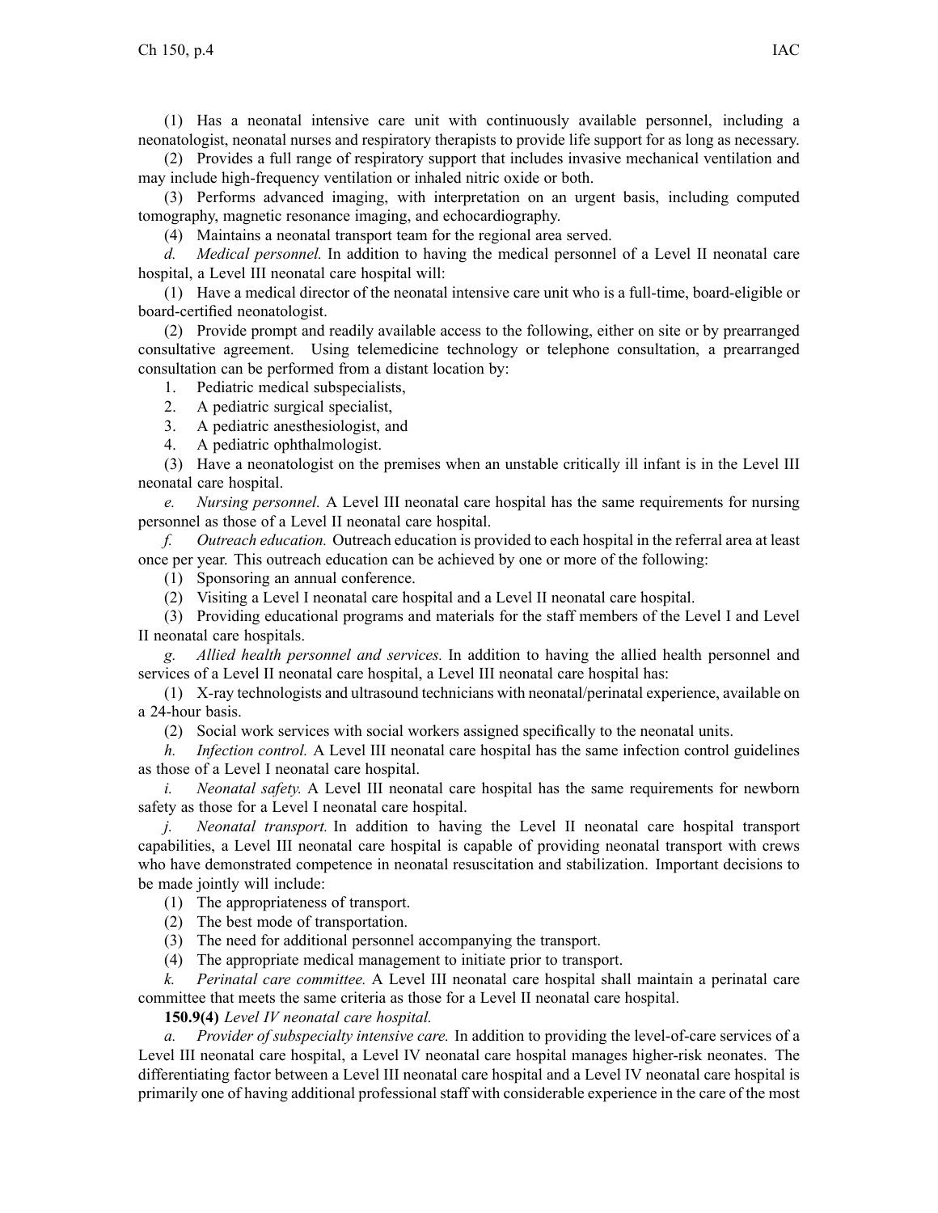(1) Has a neonatal intensive care unit with continuously available personnel, including a neonatologist, neonatal nurses and respiratory therapists to provide life support for as long as necessary.

(2) Provides a full range of respiratory support that includes invasive mechanical ventilation and may include high-frequency ventilation or inhaled nitric oxide or both.

(3) Performs advanced imaging, with interpretation on an urgent basis, including computed tomography, magnetic resonance imaging, and echocardiography.

(4) Maintains a neonatal transport team for the regional area served.

*d. Medical personnel.* In addition to having the medical personnel of a Level II neonatal care hospital, a Level III neonatal care hospital will:

(1) Have a medical director of the neonatal intensive care unit who is a full-time, board-eligible or board-certified neonatologist.

(2) Provide prompt and readily available access to the following, either on site or by prearranged consultative agreement. Using telemedicine technology or telephone consultation, a prearranged consultation can be performed from a distant location by:

1. Pediatric medical subspecialists,
2. A pediatric surgical specialist,
3. A pediatric anesthesiologist, and
4. A pediatric ophthalmologist.

(3) Have a neonatologist on the premises when an unstable critically ill infant is in the Level III neonatal care hospital.

*e. Nursing personnel.* A Level III neonatal care hospital has the same requirements for nursing personnel as those of a Level II neonatal care hospital.

*f. Outreach education.* Outreach education is provided to each hospital in the referral area at least once per year. This outreach education can be achieved by one or more of the following:

(1) Sponsoring an annual conference.

(2) Visiting a Level I neonatal care hospital and a Level II neonatal care hospital.

(3) Providing educational programs and materials for the staff members of the Level I and Level II neonatal care hospitals.

*g. Allied health personnel and services.* In addition to having the allied health personnel and services of a Level II neonatal care hospital, a Level III neonatal care hospital has:

(1) X-ray technologists and ultrasound technicians with neonatal/perinatal experience, available on a 24-hour basis.

(2) Social work services with social workers assigned specifically to the neonatal units.

*h. Infection control.* A Level III neonatal care hospital has the same infection control guidelines as those of a Level I neonatal care hospital.

*i. Neonatal safety.* A Level III neonatal care hospital has the same requirements for newborn safety as those for a Level I neonatal care hospital.

*j. Neonatal transport.* In addition to having the Level II neonatal care hospital transport capabilities, a Level III neonatal care hospital is capable of providing neonatal transport with crews who have demonstrated competence in neonatal resuscitation and stabilization. Important decisions to be made jointly will include:

(1) The appropriateness of transport.

(2) The best mode of transportation.

(3) The need for additional personnel accompanying the transport.

(4) The appropriate medical management to initiate prior to transport.

*k. Perinatal care committee.* A Level III neonatal care hospital shall maintain a perinatal care committee that meets the same criteria as those for a Level II neonatal care hospital.

**150.9(4)** *Level IV neonatal care hospital.*

*a. Provider of subspecialty intensive care.* In addition to providing the level-of-care services of a Level III neonatal care hospital, a Level IV neonatal care hospital manages higher-risk neonates. The differentiating factor between a Level III neonatal care hospital and a Level IV neonatal care hospital is primarily one of having additional professional staff with considerable experience in the care of the most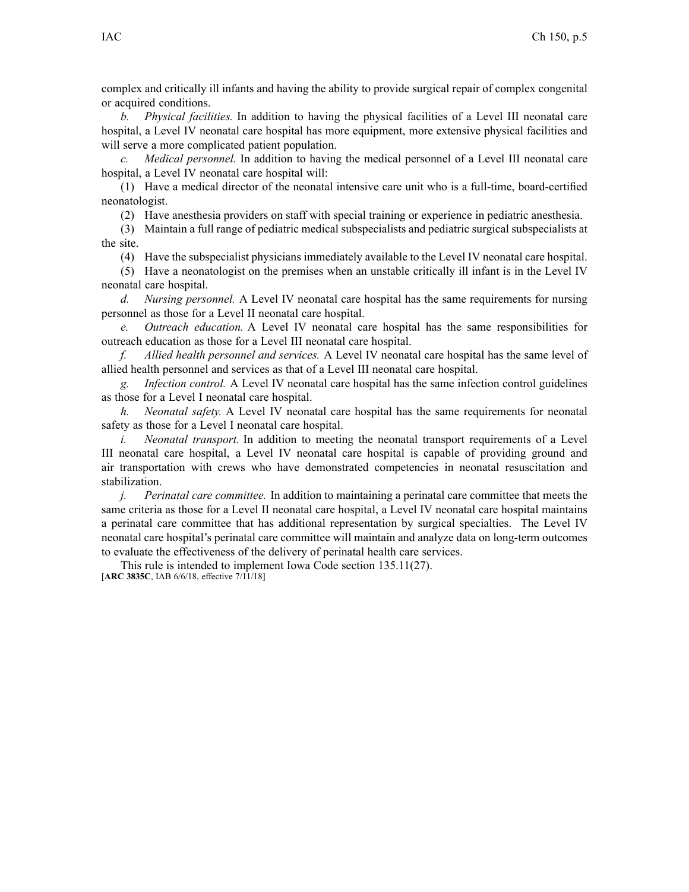complex and critically ill infants and having the ability to provide surgical repair of complex congenital or acquired conditions.

*b. Physical facilities.* In addition to having the physical facilities of a Level III neonatal care hospital, a Level IV neonatal care hospital has more equipment, more extensive physical facilities and will serve a more complicated patient population.

*c. Medical personnel.* In addition to having the medical personnel of a Level III neonatal care hospital, a Level IV neonatal care hospital will:

(1) Have a medical director of the neonatal intensive care unit who is a full-time, board-certified neonatologist.

(2) Have anesthesia providers on staff with special training or experience in pediatric anesthesia.

(3) Maintain a full range of pediatric medical subspecialists and pediatric surgical subspecialists at the site.

(4) Have the subspecialist physicians immediately available to the Level IV neonatal care hospital.

(5) Have a neonatologist on the premises when an unstable critically ill infant is in the Level IV neonatal care hospital.

*d. Nursing personnel.* A Level IV neonatal care hospital has the same requirements for nursing personnel as those for a Level II neonatal care hospital.

*e. Outreach education.* A Level IV neonatal care hospital has the same responsibilities for outreach education as those for a Level III neonatal care hospital.

*f. Allied health personnel and services.* A Level IV neonatal care hospital has the same level of allied health personnel and services as that of a Level III neonatal care hospital.

*g. Infection control.* A Level IV neonatal care hospital has the same infection control guidelines as those for a Level I neonatal care hospital.

*h. Neonatal safety.* A Level IV neonatal care hospital has the same requirements for neonatal safety as those for a Level I neonatal care hospital.

*i. Neonatal transport.* In addition to meeting the neonatal transport requirements of a Level III neonatal care hospital, a Level IV neonatal care hospital is capable of providing ground and air transportation with crews who have demonstrated competencies in neonatal resuscitation and stabilization.

*j. Perinatal care committee.* In addition to maintaining a perinatal care committee that meets the same criteria as those for a Level II neonatal care hospital, a Level IV neonatal care hospital maintains a perinatal care committee that has additional representation by surgical specialties. The Level IV neonatal care hospital's perinatal care committee will maintain and analyze data on long-term outcomes to evaluate the effectiveness of the delivery of perinatal health care services.

This rule is intended to implement Iowa Code section 135.11(27).

[**ARC 3835C**, IAB 6/6/18, effective 7/11/18]